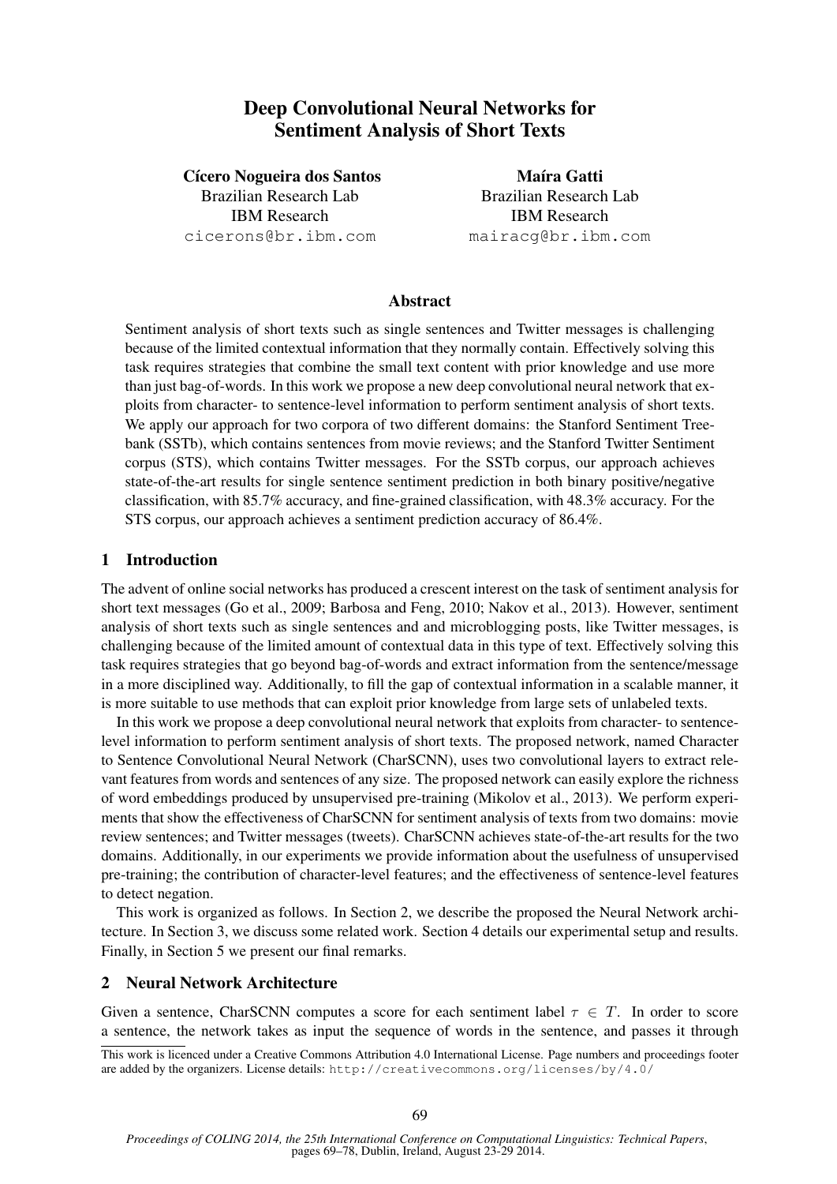# Deep Convolutional Neural Networks for Sentiment Analysis of Short Texts

**Cícero Nogueira dos Santos**
Brazilian Research Lab
IBM Research
cicerons@br.ibm.com

**Maíra Gatti**
Brazilian Research Lab
IBM Research
mairacg@br.ibm.com

## Abstract

Sentiment analysis of short texts such as single sentences and Twitter messages is challenging because of the limited contextual information that they normally contain. Effectively solving this task requires strategies that combine the small text content with prior knowledge and use more than just bag-of-words. In this work we propose a new deep convolutional neural network that exploits from character- to sentence-level information to perform sentiment analysis of short texts. We apply our approach for two corpora of two different domains: the Stanford Sentiment Treebank (SSTb), which contains sentences from movie reviews; and the Stanford Twitter Sentiment corpus (STS), which contains Twitter messages. For the SSTb corpus, our approach achieves state-of-the-art results for single sentence sentiment prediction in both binary positive/negative classification, with 85.7% accuracy, and fine-grained classification, with 48.3% accuracy. For the STS corpus, our approach achieves a sentiment prediction accuracy of 86.4%.

## 1 Introduction

The advent of online social networks has produced a crescent interest on the task of sentiment analysis for short text messages (Go et al., 2009; Barbosa and Feng, 2010; Nakov et al., 2013). However, sentiment analysis of short texts such as single sentences and and microblogging posts, like Twitter messages, is challenging because of the limited amount of contextual data in this type of text. Effectively solving this task requires strategies that go beyond bag-of-words and extract information from the sentence/message in a more disciplined way. Additionally, to fill the gap of contextual information in a scalable manner, it is more suitable to use methods that can exploit prior knowledge from large sets of unlabeled texts.

In this work we propose a deep convolutional neural network that exploits from character- to sentence-level information to perform sentiment analysis of short texts. The proposed network, named Character to Sentence Convolutional Neural Network (CharSCNN), uses two convolutional layers to extract relevant features from words and sentences of any size. The proposed network can easily explore the richness of word embeddings produced by unsupervised pre-training (Mikolov et al., 2013). We perform experiments that show the effectiveness of CharSCNN for sentiment analysis of texts from two domains: movie review sentences; and Twitter messages (tweets). CharSCNN achieves state-of-the-art results for the two domains. Additionally, in our experiments we provide information about the usefulness of unsupervised pre-training; the contribution of character-level features; and the effectiveness of sentence-level features to detect negation.

This work is organized as follows. In Section 2, we describe the proposed the Neural Network architecture. In Section 3, we discuss some related work. Section 4 details our experimental setup and results. Finally, in Section 5 we present our final remarks.

## 2 Neural Network Architecture

Given a sentence, CharSCNN computes a score for each sentiment label $\tau \in T$. In order to score a sentence, the network takes as input the sequence of words in the sentence, and passes it through

This work is licenced under a Creative Commons Attribution 4.0 International License. Page numbers and proceedings footer are added by the organizers. License details: http://creativecommons.org/licenses/by/4.0/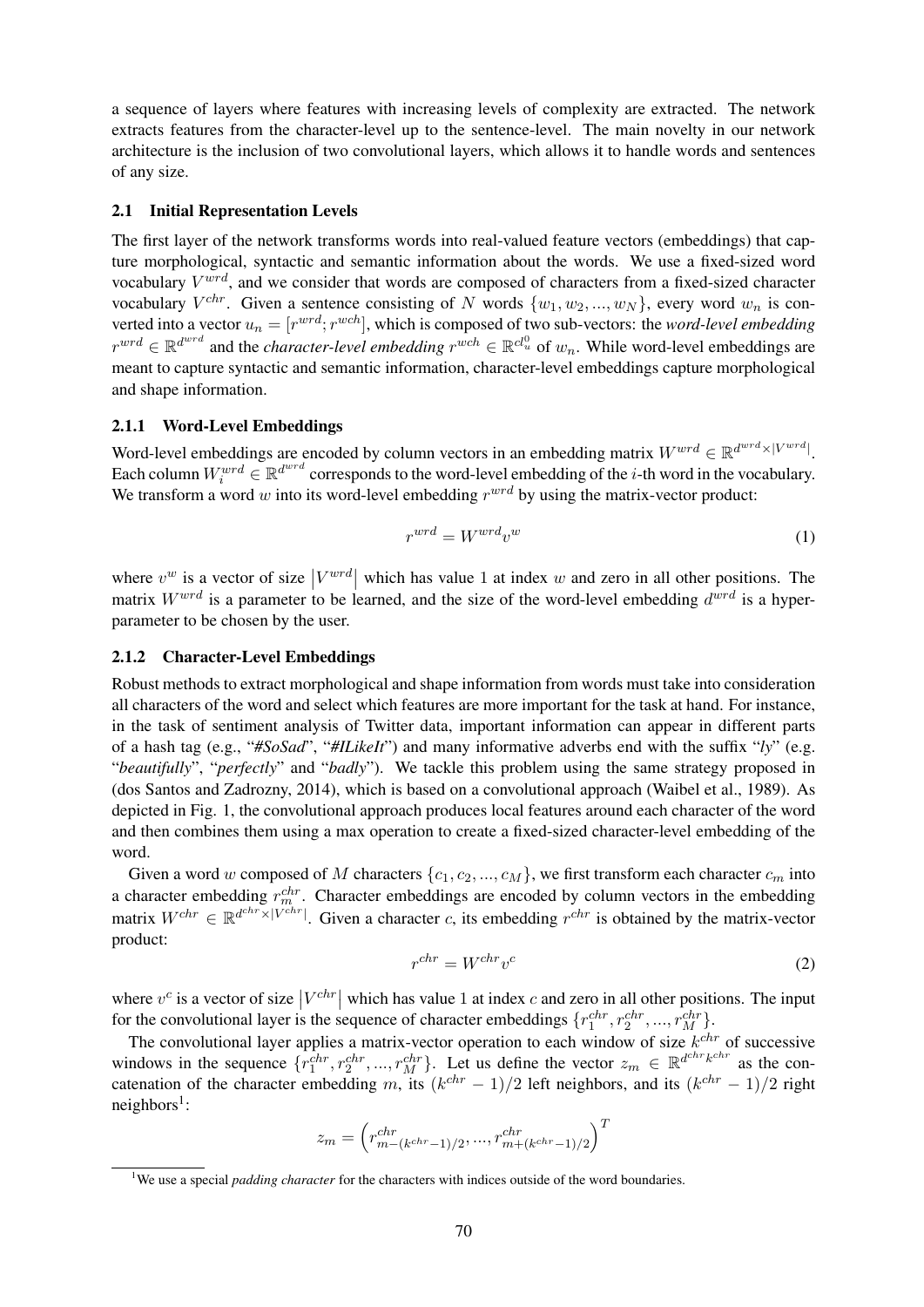a sequence of layers where features with increasing levels of complexity are extracted. The network extracts features from the character-level up to the sentence-level. The main novelty in our network architecture is the inclusion of two convolutional layers, which allows it to handle words and sentences of any size.

### 2.1 Initial Representation Levels

The first layer of the network transforms words into real-valued feature vectors (embeddings) that capture morphological, syntactic and semantic information about the words. We use a fixed-sized word vocabulary $V^{wrd}$, and we consider that words are composed of characters from a fixed-sized character vocabulary $V^{chr}$. Given a sentence consisting of $N$ words $\{w_1, w_2, ..., w_N\}$, every word $w_n$ is converted into a vector $u_n = [r^{wrd}; r^{wch}]$, which is composed of two sub-vectors: the *word-level embedding* $r^{wrd} \in \mathbb{R}^{d^{wrd}}$ and the *character-level embedding* $r^{wch} \in \mathbb{R}^{cl^0_u}$ of $w_n$. While word-level embeddings are meant to capture syntactic and semantic information, character-level embeddings capture morphological and shape information.

#### 2.1.1 Word-Level Embeddings

Word-level embeddings are encoded by column vectors in an embedding matrix $W^{wrd} \in \mathbb{R}^{d^{wrd} \times |V^{wrd}|}$. Each column $W^{wrd}_i \in \mathbb{R}^{d^{wrd}}$ corresponds to the word-level embedding of the $i$-th word in the vocabulary. We transform a word $w$ into its word-level embedding $r^{wrd}$ by using the matrix-vector product:

$$r^{wrd} = W^{wrd} v^w \tag{1}$$

where $v^w$ is a vector of size $|V^{wrd}|$ which has value 1 at index $w$ and zero in all other positions. The matrix $W^{wrd}$ is a parameter to be learned, and the size of the word-level embedding $d^{wrd}$ is a hyper-parameter to be chosen by the user.

#### 2.1.2 Character-Level Embeddings

Robust methods to extract morphological and shape information from words must take into consideration all characters of the word and select which features are more important for the task at hand. For instance, in the task of sentiment analysis of Twitter data, important information can appear in different parts of a hash tag (e.g., "*#SoSad*", "*#ILikeIt*") and many informative adverbs end with the suffix "*ly*" (e.g. "*beautifully*", "*perfectly*" and "*badly*"). We tackle this problem using the same strategy proposed in (dos Santos and Zadrozny, 2014), which is based on a convolutional approach (Waibel et al., 1989). As depicted in Fig. 1, the convolutional approach produces local features around each character of the word and then combines them using a max operation to create a fixed-sized character-level embedding of the word.

Given a word $w$ composed of $M$ characters $\{c_1, c_2, ..., c_M\}$, we first transform each character $c_m$ into a character embedding $r^{chr}_m$. Character embeddings are encoded by column vectors in the embedding matrix $W^{chr} \in \mathbb{R}^{d^{chr} \times |V^{chr}|}$. Given a character $c$, its embedding $r^{chr}$ is obtained by the matrix-vector product:

$$r^{chr} = W^{chr} v^c \tag{2}$$

where $v^c$ is a vector of size $|V^{chr}|$ which has value 1 at index $c$ and zero in all other positions. The input for the convolutional layer is the sequence of character embeddings $\{r^{chr}_1, r^{chr}_2, ..., r^{chr}_M\}$.

The convolutional layer applies a matrix-vector operation to each window of size $k^{chr}$ of successive windows in the sequence $\{r^{chr}_1, r^{chr}_2, ..., r^{chr}_M\}$. Let us define the vector $z_m \in \mathbb{R}^{d^{chr} k^{chr}}$ as the concatenation of the character embedding $m$, its $(k^{chr} - 1)/2$ left neighbors, and its $(k^{chr} - 1)/2$ right neighbors[1]:

$$z_m = \left( r^{chr}_{m-(k^{chr}-1)/2}, ..., r^{chr}_{m+(k^{chr}-1)/2} \right)^T$$

[1] We use a special *padding character* for the characters with indices outside of the word boundaries.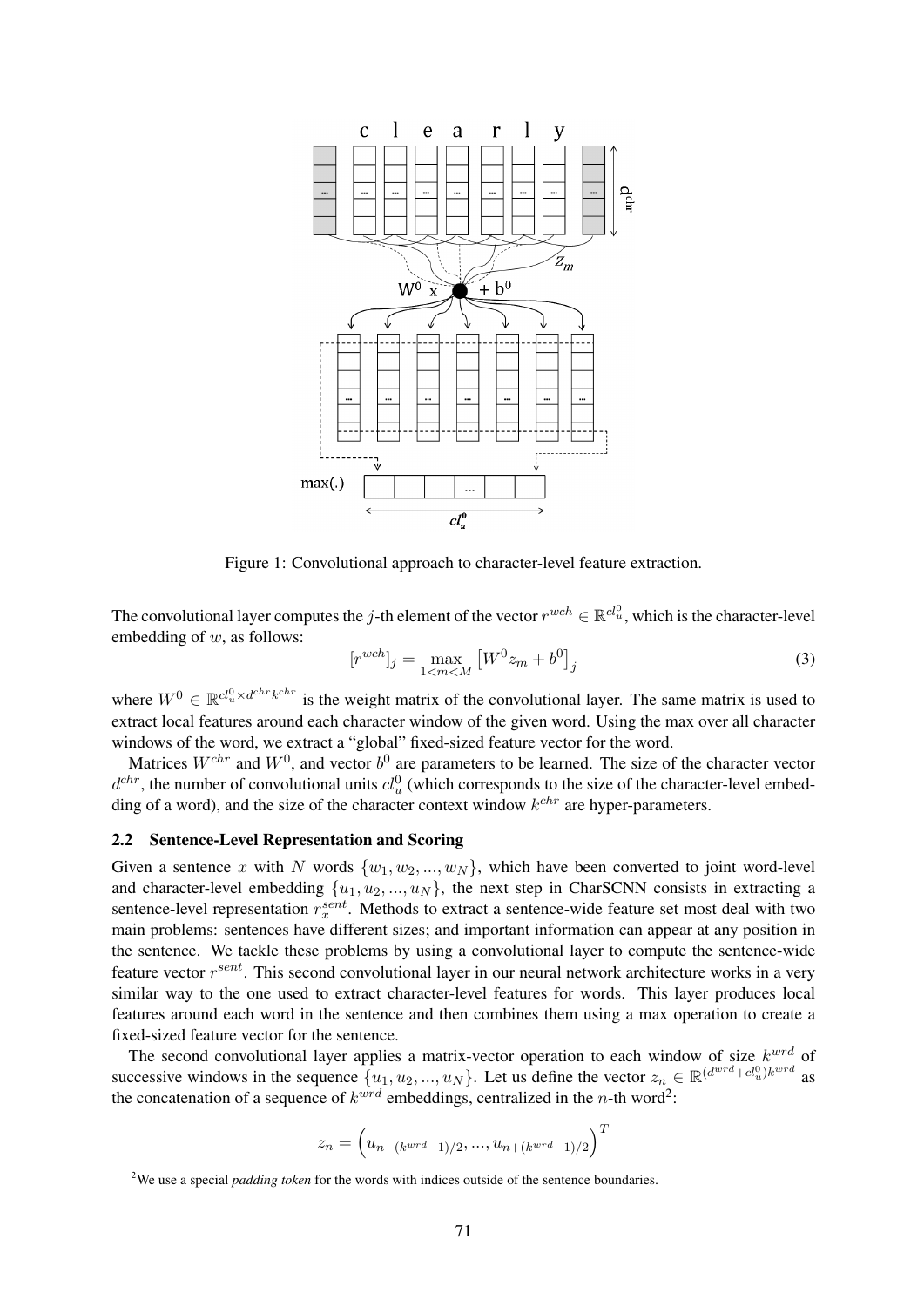Figure 1: Convolutional approach to character-level feature extraction.

The convolutional layer computes the $j$-th element of the vector $r^{wch} \in \mathbb{R}^{cl_u^0}$, which is the character-level embedding of $w$, as follows:

$$[r^{wch}]_j = \max_{1<m<M} \left[W^0 z_m + b^0\right]_j \tag{3}$$

where $W^0 \in \mathbb{R}^{cl_u^0 \times d^{chr}k^{chr}}$ is the weight matrix of the convolutional layer. The same matrix is used to extract local features around each character window of the given word. Using the max over all character windows of the word, we extract a "global" fixed-sized feature vector for the word.

Matrices $W^{chr}$ and $W^0$, and vector $b^0$ are parameters to be learned. The size of the character vector $d^{chr}$, the number of convolutional units $cl_u^0$ (which corresponds to the size of the character-level embedding of a word), and the size of the character context window $k^{chr}$ are hyper-parameters.

### 2.2 Sentence-Level Representation and Scoring

Given a sentence $x$ with $N$ words $\{w_1, w_2, ..., w_N\}$, which have been converted to joint word-level and character-level embedding $\{u_1, u_2, ..., u_N\}$, the next step in CharSCNN consists in extracting a sentence-level representation $r_x^{sent}$. Methods to extract a sentence-wide feature set most deal with two main problems: sentences have different sizes; and important information can appear at any position in the sentence. We tackle these problems by using a convolutional layer to compute the sentence-wide feature vector $r^{sent}$. This second convolutional layer in our neural network architecture works in a very similar way to the one used to extract character-level features for words. This layer produces local features around each word in the sentence and then combines them using a max operation to create a fixed-sized feature vector for the sentence.

The second convolutional layer applies a matrix-vector operation to each window of size $k^{wrd}$ of successive windows in the sequence $\{u_1, u_2, ..., u_N\}$. Let us define the vector $z_n \in \mathbb{R}^{(d^{wrd}+cl_u^0)k^{wrd}}$ as the concatenation of a sequence of $k^{wrd}$ embeddings, centralized in the $n$-th word[2]:

$$z_n = \left(u_{n-(k^{wrd}-1)/2}, ..., u_{n+(k^{wrd}-1)/2}\right)^T$$

[2]We use a special *padding token* for the words with indices outside of the sentence boundaries.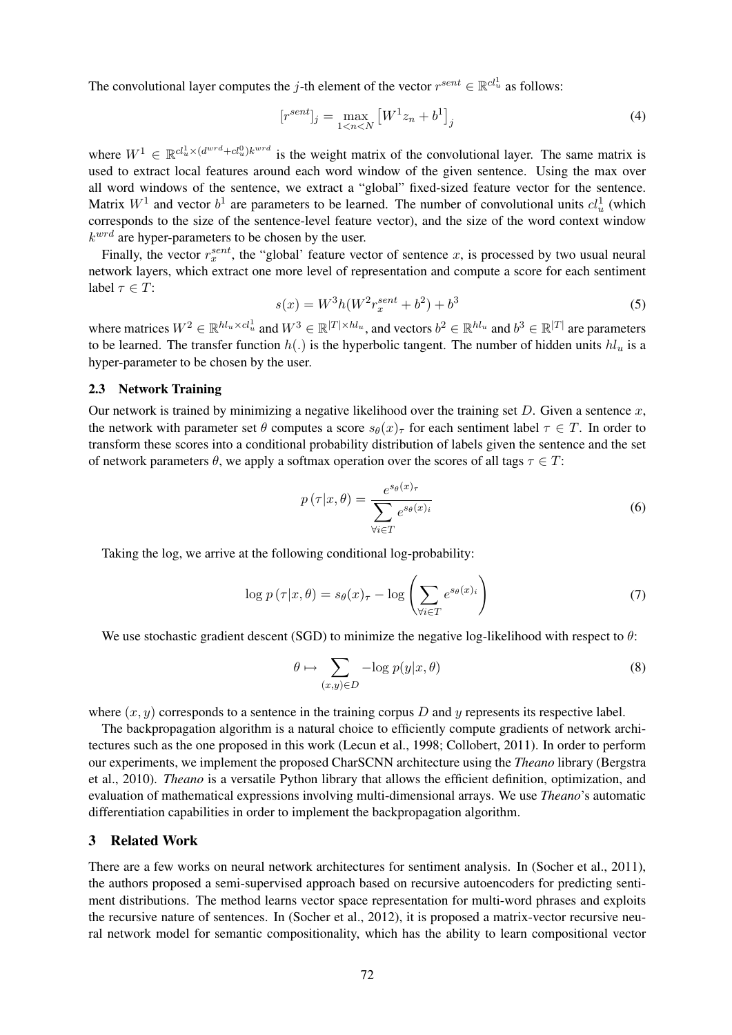The convolutional layer computes the $j$-th element of the vector $r^{sent} \in \mathbb{R}^{cl_u^1}$ as follows:

$$[r^{sent}]_j = \max_{1<n<N} \left[W^1 z_n + b^1\right]_j \tag{4}$$

where $W^1 \in \mathbb{R}^{cl_u^1 \times (d^{wrd}+cl_u^0)k^{wrd}}$ is the weight matrix of the convolutional layer. The same matrix is used to extract local features around each word window of the given sentence. Using the max over all word windows of the sentence, we extract a "global" fixed-sized feature vector for the sentence. Matrix $W^1$ and vector $b^1$ are parameters to be learned. The number of convolutional units $cl_u^1$ (which corresponds to the size of the sentence-level feature vector), and the size of the word context window $k^{wrd}$ are hyper-parameters to be chosen by the user.

Finally, the vector $r_x^{sent}$, the "global' feature vector of sentence $x$, is processed by two usual neural network layers, which extract one more level of representation and compute a score for each sentiment label $\tau \in T$:

$$s(x) = W^3 h(W^2 r_x^{sent} + b^2) + b^3 \tag{5}$$

where matrices $W^2 \in \mathbb{R}^{hl_u \times cl_u^1}$ and $W^3 \in \mathbb{R}^{|T| \times hl_u}$, and vectors $b^2 \in \mathbb{R}^{hl_u}$ and $b^3 \in \mathbb{R}^{|T|}$ are parameters to be learned. The transfer function $h(.)$ is the hyperbolic tangent. The number of hidden units $hl_u$ is a hyper-parameter to be chosen by the user.

### 2.3 Network Training

Our network is trained by minimizing a negative likelihood over the training set $D$. Given a sentence $x$, the network with parameter set $\theta$ computes a score $s_\theta(x)_\tau$ for each sentiment label $\tau \in T$. In order to transform these scores into a conditional probability distribution of labels given the sentence and the set of network parameters $\theta$, we apply a softmax operation over the scores of all tags $\tau \in T$:

$$p\left(\tau | x, \theta\right) = \frac{e^{s_\theta(x)_\tau}}{\sum\limits_{\forall i \in T} e^{s_\theta(x)_i}} \tag{6}$$

Taking the log, we arrive at the following conditional log-probability:

$$\log p\left(\tau | x, \theta\right) = s_\theta(x)_\tau - \log\left(\sum_{\forall i \in T} e^{s_\theta(x)_i}\right) \tag{7}$$

We use stochastic gradient descent (SGD) to minimize the negative log-likelihood with respect to $\theta$:

$$\theta \mapsto \sum_{(x,y) \in D} -\log p(y|x, \theta) \tag{8}$$

where $(x, y)$ corresponds to a sentence in the training corpus $D$ and $y$ represents its respective label.

The backpropagation algorithm is a natural choice to efficiently compute gradients of network architectures such as the one proposed in this work (Lecun et al., 1998; Collobert, 2011). In order to perform our experiments, we implement the proposed CharSCNN architecture using the *Theano* library (Bergstra et al., 2010). *Theano* is a versatile Python library that allows the efficient definition, optimization, and evaluation of mathematical expressions involving multi-dimensional arrays. We use *Theano*'s automatic differentiation capabilities in order to implement the backpropagation algorithm.

## 3 Related Work

There are a few works on neural network architectures for sentiment analysis. In (Socher et al., 2011), the authors proposed a semi-supervised approach based on recursive autoencoders for predicting sentiment distributions. The method learns vector space representation for multi-word phrases and exploits the recursive nature of sentences. In (Socher et al., 2012), it is proposed a matrix-vector recursive neural network model for semantic compositionality, which has the ability to learn compositional vector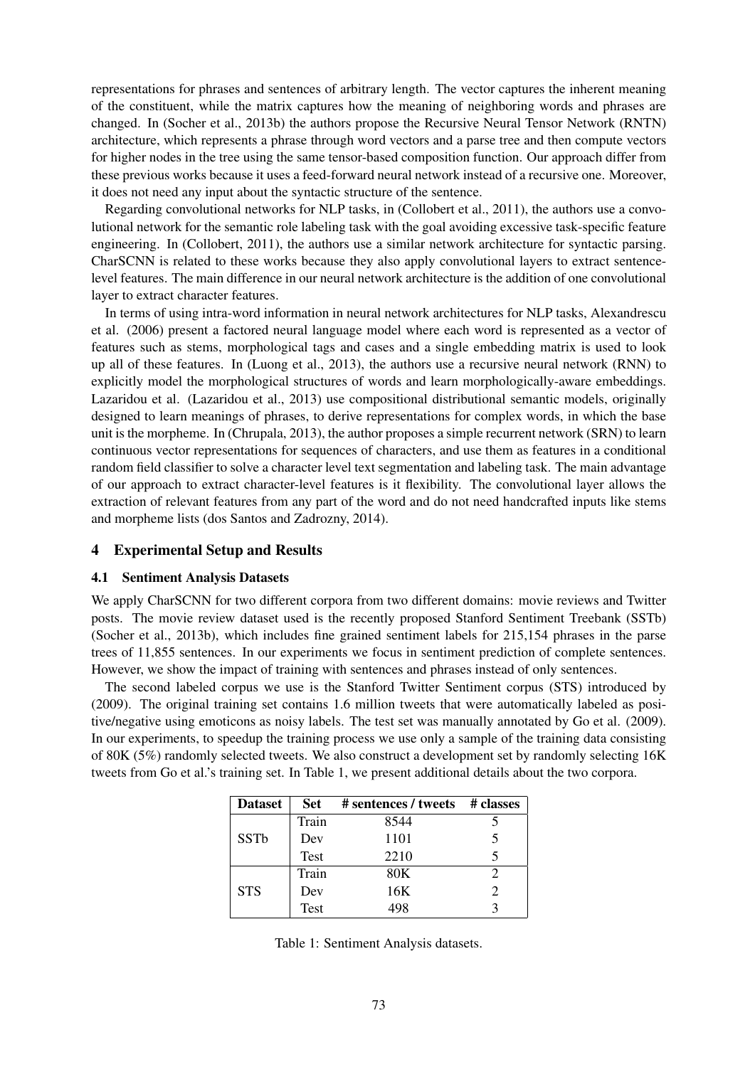representations for phrases and sentences of arbitrary length. The vector captures the inherent meaning of the constituent, while the matrix captures how the meaning of neighboring words and phrases are changed. In (Socher et al., 2013b) the authors propose the Recursive Neural Tensor Network (RNTN) architecture, which represents a phrase through word vectors and a parse tree and then compute vectors for higher nodes in the tree using the same tensor-based composition function. Our approach differ from these previous works because it uses a feed-forward neural network instead of a recursive one. Moreover, it does not need any input about the syntactic structure of the sentence.

Regarding convolutional networks for NLP tasks, in (Collobert et al., 2011), the authors use a convolutional network for the semantic role labeling task with the goal avoiding excessive task-specific feature engineering. In (Collobert, 2011), the authors use a similar network architecture for syntactic parsing. CharSCNN is related to these works because they also apply convolutional layers to extract sentence-level features. The main difference in our neural network architecture is the addition of one convolutional layer to extract character features.

In terms of using intra-word information in neural network architectures for NLP tasks, Alexandrescu et al. (2006) present a factored neural language model where each word is represented as a vector of features such as stems, morphological tags and cases and a single embedding matrix is used to look up all of these features. In (Luong et al., 2013), the authors use a recursive neural network (RNN) to explicitly model the morphological structures of words and learn morphologically-aware embeddings. Lazaridou et al. (Lazaridou et al., 2013) use compositional distributional semantic models, originally designed to learn meanings of phrases, to derive representations for complex words, in which the base unit is the morpheme. In (Chrupala, 2013), the author proposes a simple recurrent network (SRN) to learn continuous vector representations for sequences of characters, and use them as features in a conditional random field classifier to solve a character level text segmentation and labeling task. The main advantage of our approach to extract character-level features is it flexibility. The convolutional layer allows the extraction of relevant features from any part of the word and do not need handcrafted inputs like stems and morpheme lists (dos Santos and Zadrozny, 2014).

## 4 Experimental Setup and Results

### 4.1 Sentiment Analysis Datasets

We apply CharSCNN for two different corpora from two different domains: movie reviews and Twitter posts. The movie review dataset used is the recently proposed Stanford Sentiment Treebank (SSTb) (Socher et al., 2013b), which includes fine grained sentiment labels for 215,154 phrases in the parse trees of 11,855 sentences. In our experiments we focus in sentiment prediction of complete sentences. However, we show the impact of training with sentences and phrases instead of only sentences.

The second labeled corpus we use is the Stanford Twitter Sentiment corpus (STS) introduced by (2009). The original training set contains 1.6 million tweets that were automatically labeled as positive/negative using emoticons as noisy labels. The test set was manually annotated by Go et al. (2009). In our experiments, to speedup the training process we use only a sample of the training data consisting of 80K (5%) randomly selected tweets. We also construct a development set by randomly selecting 16K tweets from Go et al.'s training set. In Table 1, we present additional details about the two corpora.

| Dataset | Set | # sentences / tweets | # classes |
|---|---|---|---|
| SSTb | Train | 8544 | 5 |
| | Dev | 1101 | 5 |
| | Test | 2210 | 5 |
| STS | Train | 80K | 2 |
| | Dev | 16K | 2 |
| | Test | 498 | 3 |

Table 1: Sentiment Analysis datasets.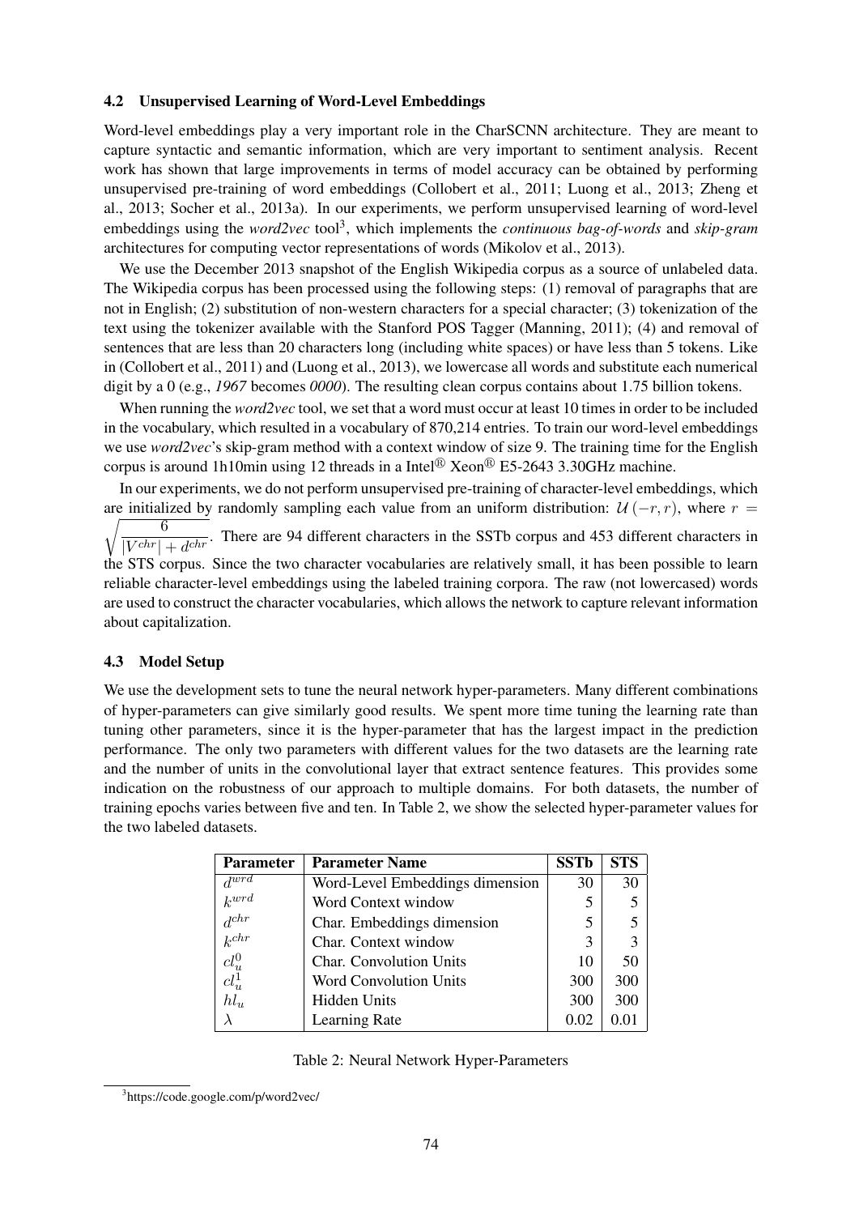### 4.2 Unsupervised Learning of Word-Level Embeddings

Word-level embeddings play a very important role in the CharSCNN architecture. They are meant to capture syntactic and semantic information, which are very important to sentiment analysis. Recent work has shown that large improvements in terms of model accuracy can be obtained by performing unsupervised pre-training of word embeddings (Collobert et al., 2011; Luong et al., 2013; Zheng et al., 2013; Socher et al., 2013a). In our experiments, we perform unsupervised learning of word-level embeddings using the *word2vec* tool[3], which implements the *continuous bag-of-words* and *skip-gram* architectures for computing vector representations of words (Mikolov et al., 2013).

We use the December 2013 snapshot of the English Wikipedia corpus as a source of unlabeled data. The Wikipedia corpus has been processed using the following steps: (1) removal of paragraphs that are not in English; (2) substitution of non-western characters for a special character; (3) tokenization of the text using the tokenizer available with the Stanford POS Tagger (Manning, 2011); (4) and removal of sentences that are less than 20 characters long (including white spaces) or have less than 5 tokens. Like in (Collobert et al., 2011) and (Luong et al., 2013), we lowercase all words and substitute each numerical digit by a 0 (e.g., *1967* becomes *0000*). The resulting clean corpus contains about 1.75 billion tokens.

When running the *word2vec* tool, we set that a word must occur at least 10 times in order to be included in the vocabulary, which resulted in a vocabulary of 870,214 entries. To train our word-level embeddings we use *word2vec*'s skip-gram method with a context window of size 9. The training time for the English corpus is around 1h10min using 12 threads in a Intel® Xeon® E5-2643 3.30GHz machine.

In our experiments, we do not perform unsupervised pre-training of character-level embeddings, which are initialized by randomly sampling each value from an uniform distribution: $\mathcal{U}(-r, r)$, where $r = \sqrt{\frac{6}{|V^{chr}| + d^{chr}}}$. There are 94 different characters in the SSTb corpus and 453 different characters in the STS corpus. Since the two character vocabularies are relatively small, it has been possible to learn reliable character-level embeddings using the labeled training corpora. The raw (not lowercased) words are used to construct the character vocabularies, which allows the network to capture relevant information about capitalization.

### 4.3 Model Setup

We use the development sets to tune the neural network hyper-parameters. Many different combinations of hyper-parameters can give similarly good results. We spent more time tuning the learning rate than tuning other parameters, since it is the hyper-parameter that has the largest impact in the prediction performance. The only two parameters with different values for the two datasets are the learning rate and the number of units in the convolutional layer that extract sentence features. This provides some indication on the robustness of our approach to multiple domains. For both datasets, the number of training epochs varies between five and ten. In Table 2, we show the selected hyper-parameter values for the two labeled datasets.

| Parameter | Parameter Name | SSTb | STS |
|---|---|---|---|
| $d^{wrd}$ | Word-Level Embeddings dimension | 30 | 30 |
| $k^{wrd}$ | Word Context window | 5 | 5 |
| $d^{chr}$ | Char. Embeddings dimension | 5 | 5 |
| $k^{chr}$ | Char. Context window | 3 | 3 |
| $cl_u^0$ | Char. Convolution Units | 10 | 50 |
| $cl_u^1$ | Word Convolution Units | 300 | 300 |
| $hl_u$ | Hidden Units | 300 | 300 |
| $\lambda$ | Learning Rate | 0.02 | 0.01 |

Table 2: Neural Network Hyper-Parameters

[3] https://code.google.com/p/word2vec/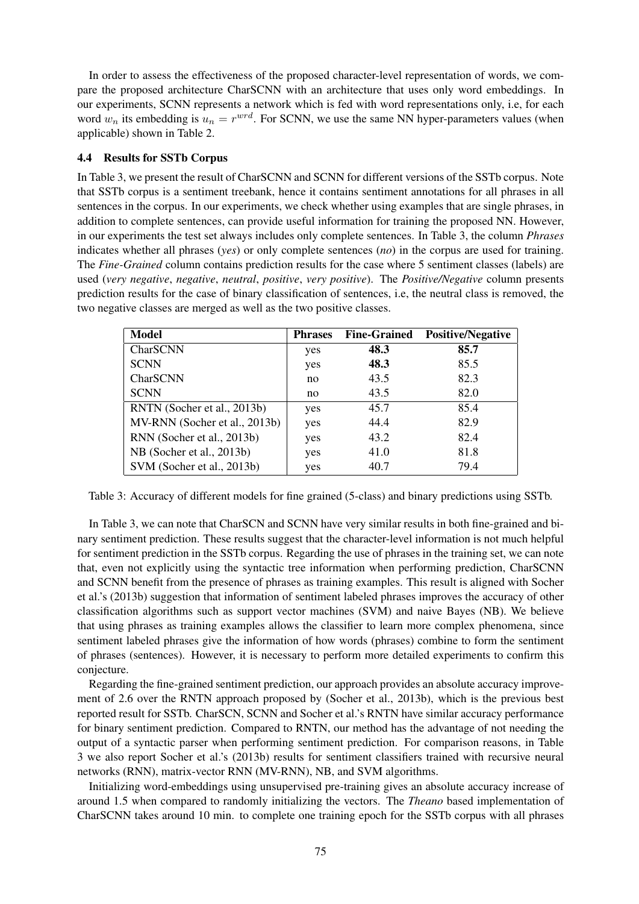In order to assess the effectiveness of the proposed character-level representation of words, we compare the proposed architecture CharSCNN with an architecture that uses only word embeddings. In our experiments, SCNN represents a network which is fed with word representations only, i.e, for each word $w_n$ its embedding is $u_n = r^{wrd}$. For SCNN, we use the same NN hyper-parameters values (when applicable) shown in Table 2.

### 4.4 Results for SSTb Corpus

In Table 3, we present the result of CharSCNN and SCNN for different versions of the SSTb corpus. Note that SSTb corpus is a sentiment treebank, hence it contains sentiment annotations for all phrases in all sentences in the corpus. In our experiments, we check whether using examples that are single phrases, in addition to complete sentences, can provide useful information for training the proposed NN. However, in our experiments the test set always includes only complete sentences. In Table 3, the column *Phrases* indicates whether all phrases (*yes*) or only complete sentences (*no*) in the corpus are used for training. The *Fine-Grained* column contains prediction results for the case where 5 sentiment classes (labels) are used (*very negative*, *negative*, *neutral*, *positive*, *very positive*). The *Positive/Negative* column presents prediction results for the case of binary classification of sentences, i.e, the neutral class is removed, the two negative classes are merged as well as the two positive classes.

| Model | Phrases | Fine-Grained | Positive/Negative |
|---|---|---|---|
| CharSCNN | yes | **48.3** | **85.7** |
| SCNN | yes | **48.3** | 85.5 |
| CharSCNN | no | 43.5 | 82.3 |
| SCNN | no | 43.5 | 82.0 |
| RNTN (Socher et al., 2013b) | yes | 45.7 | 85.4 |
| MV-RNN (Socher et al., 2013b) | yes | 44.4 | 82.9 |
| RNN (Socher et al., 2013b) | yes | 43.2 | 82.4 |
| NB (Socher et al., 2013b) | yes | 41.0 | 81.8 |
| SVM (Socher et al., 2013b) | yes | 40.7 | 79.4 |

Table 3: Accuracy of different models for fine grained (5-class) and binary predictions using SSTb.

In Table 3, we can note that CharSCN and SCNN have very similar results in both fine-grained and binary sentiment prediction. These results suggest that the character-level information is not much helpful for sentiment prediction in the SSTb corpus. Regarding the use of phrases in the training set, we can note that, even not explicitly using the syntactic tree information when performing prediction, CharSCNN and SCNN benefit from the presence of phrases as training examples. This result is aligned with Socher et al.'s (2013b) suggestion that information of sentiment labeled phrases improves the accuracy of other classification algorithms such as support vector machines (SVM) and naive Bayes (NB). We believe that using phrases as training examples allows the classifier to learn more complex phenomena, since sentiment labeled phrases give the information of how words (phrases) combine to form the sentiment of phrases (sentences). However, it is necessary to perform more detailed experiments to confirm this conjecture.

Regarding the fine-grained sentiment prediction, our approach provides an absolute accuracy improvement of 2.6 over the RNTN approach proposed by (Socher et al., 2013b), which is the previous best reported result for SSTb. CharSCN, SCNN and Socher et al.'s RNTN have similar accuracy performance for binary sentiment prediction. Compared to RNTN, our method has the advantage of not needing the output of a syntactic parser when performing sentiment prediction. For comparison reasons, in Table 3 we also report Socher et al.'s (2013b) results for sentiment classifiers trained with recursive neural networks (RNN), matrix-vector RNN (MV-RNN), NB, and SVM algorithms.

Initializing word-embeddings using unsupervised pre-training gives an absolute accuracy increase of around 1.5 when compared to randomly initializing the vectors. The *Theano* based implementation of CharSCNN takes around 10 min. to complete one training epoch for the SSTb corpus with all phrases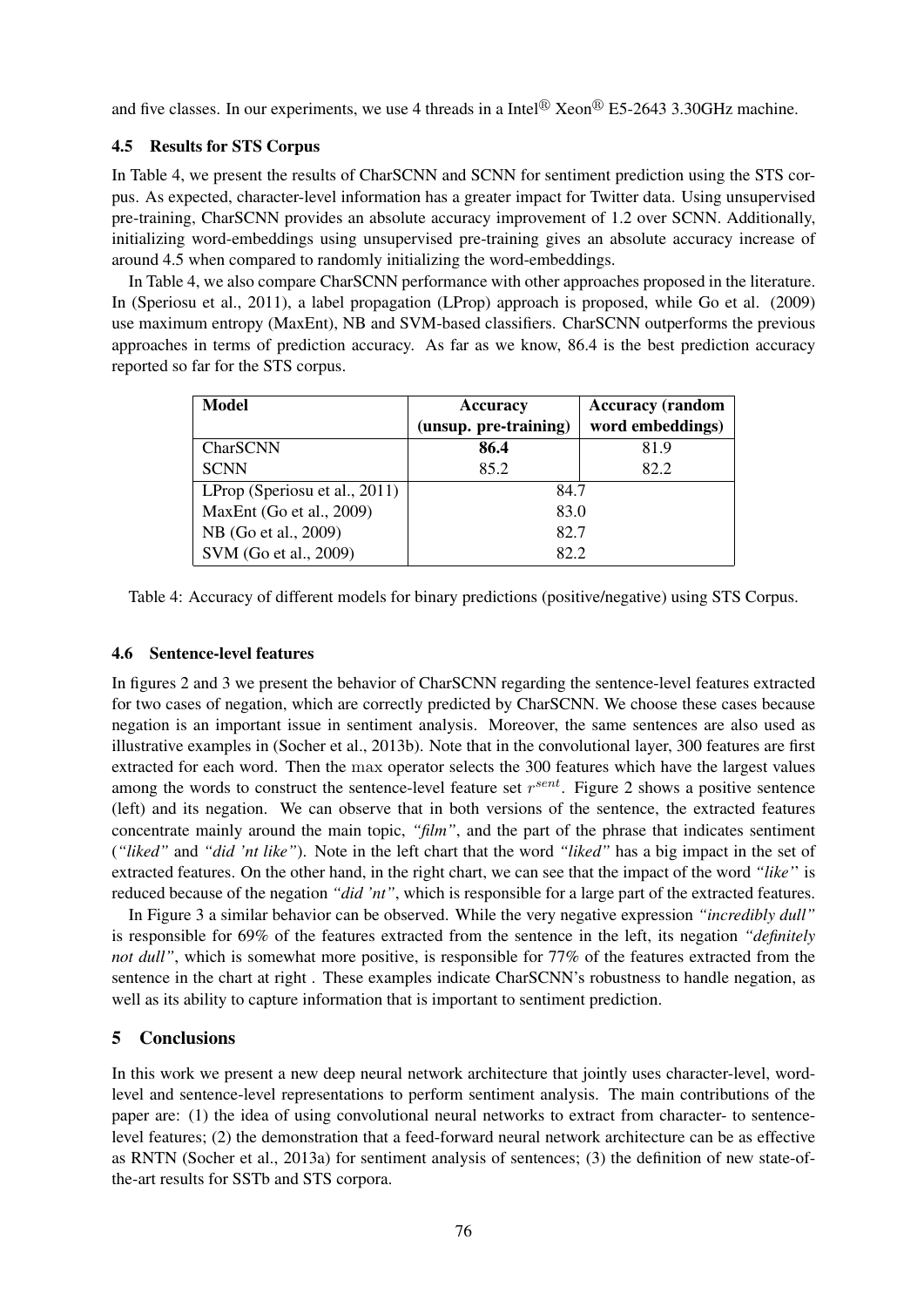and five classes. In our experiments, we use 4 threads in a Intel® Xeon® E5-2643 3.30GHz machine.

### 4.5 Results for STS Corpus

In Table 4, we present the results of CharSCNN and SCNN for sentiment prediction using the STS corpus. As expected, character-level information has a greater impact for Twitter data. Using unsupervised pre-training, CharSCNN provides an absolute accuracy improvement of 1.2 over SCNN. Additionally, initializing word-embeddings using unsupervised pre-training gives an absolute accuracy increase of around 4.5 when compared to randomly initializing the word-embeddings.

In Table 4, we also compare CharSCNN performance with other approaches proposed in the literature. In (Speriosu et al., 2011), a label propagation (LProp) approach is proposed, while Go et al. (2009) use maximum entropy (MaxEnt), NB and SVM-based classifiers. CharSCNN outperforms the previous approaches in terms of prediction accuracy. As far as we know, 86.4 is the best prediction accuracy reported so far for the STS corpus.

| Model | Accuracy (unsup. pre-training) | Accuracy (random word embeddings) |
|---|---|---|
| CharSCNN | **86.4** | 81.9 |
| SCNN | 85.2 | 82.2 |
| LProp (Speriosu et al., 2011) | 84.7 | |
| MaxEnt (Go et al., 2009) | 83.0 | |
| NB (Go et al., 2009) | 82.7 | |
| SVM (Go et al., 2009) | 82.2 | |

Table 4: Accuracy of different models for binary predictions (positive/negative) using STS Corpus.

### 4.6 Sentence-level features

In figures 2 and 3 we present the behavior of CharSCNN regarding the sentence-level features extracted for two cases of negation, which are correctly predicted by CharSCNN. We choose these cases because negation is an important issue in sentiment analysis. Moreover, the same sentences are also used as illustrative examples in (Socher et al., 2013b). Note that in the convolutional layer, 300 features are first extracted for each word. Then the $\max$ operator selects the 300 features which have the largest values among the words to construct the sentence-level feature set $r^{sent}$. Figure 2 shows a positive sentence (left) and its negation. We can observe that in both versions of the sentence, the extracted features concentrate mainly around the main topic, *"film"*, and the part of the phrase that indicates sentiment (*"liked"* and *"did 'nt like"*). Note in the left chart that the word *"liked"* has a big impact in the set of extracted features. On the other hand, in the right chart, we can see that the impact of the word *"like"* is reduced because of the negation *"did 'nt"*, which is responsible for a large part of the extracted features.

In Figure 3 a similar behavior can be observed. While the very negative expression *"incredibly dull"* is responsible for 69% of the features extracted from the sentence in the left, its negation *"definitely not dull"*, which is somewhat more positive, is responsible for 77% of the features extracted from the sentence in the chart at right . These examples indicate CharSCNN's robustness to handle negation, as well as its ability to capture information that is important to sentiment prediction.

## 5 Conclusions

In this work we present a new deep neural network architecture that jointly uses character-level, word-level and sentence-level representations to perform sentiment analysis. The main contributions of the paper are: (1) the idea of using convolutional neural networks to extract from character- to sentence-level features; (2) the demonstration that a feed-forward neural network architecture can be as effective as RNTN (Socher et al., 2013a) for sentiment analysis of sentences; (3) the definition of new state-of-the-art results for SSTb and STS corpora.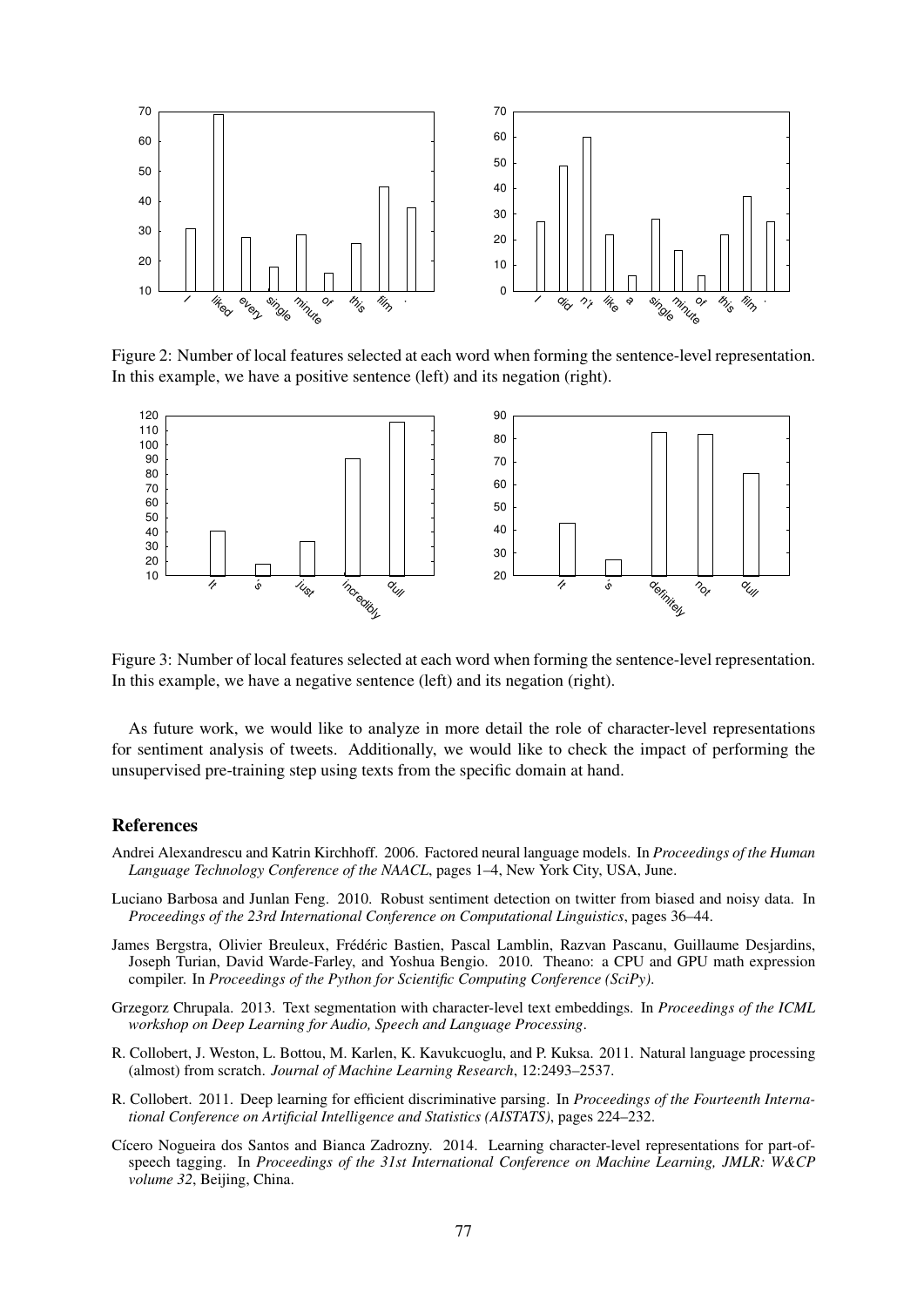Figure 2: Number of local features selected at each word when forming the sentence-level representation. In this example, we have a positive sentence (left) and its negation (right).

Figure 3: Number of local features selected at each word when forming the sentence-level representation. In this example, we have a negative sentence (left) and its negation (right).

As future work, we would like to analyze in more detail the role of character-level representations for sentiment analysis of tweets. Additionally, we would like to check the impact of performing the unsupervised pre-training step using texts from the specific domain at hand.

## References

Andrei Alexandrescu and Katrin Kirchhoff. 2006. Factored neural language models. In *Proceedings of the Human Language Technology Conference of the NAACL*, pages 1–4, New York City, USA, June.

Luciano Barbosa and Junlan Feng. 2010. Robust sentiment detection on twitter from biased and noisy data. In *Proceedings of the 23rd International Conference on Computational Linguistics*, pages 36–44.

James Bergstra, Olivier Breuleux, Frédéric Bastien, Pascal Lamblin, Razvan Pascanu, Guillaume Desjardins, Joseph Turian, David Warde-Farley, and Yoshua Bengio. 2010. Theano: a CPU and GPU math expression compiler. In *Proceedings of the Python for Scientific Computing Conference (SciPy)*.

Grzegorz Chrupala. 2013. Text segmentation with character-level text embeddings. In *Proceedings of the ICML workshop on Deep Learning for Audio, Speech and Language Processing*.

R. Collobert, J. Weston, L. Bottou, M. Karlen, K. Kavukcuoglu, and P. Kuksa. 2011. Natural language processing (almost) from scratch. *Journal of Machine Learning Research*, 12:2493–2537.

R. Collobert. 2011. Deep learning for efficient discriminative parsing. In *Proceedings of the Fourteenth International Conference on Artificial Intelligence and Statistics (AISTATS)*, pages 224–232.

Cícero Nogueira dos Santos and Bianca Zadrozny. 2014. Learning character-level representations for part-of-speech tagging. In *Proceedings of the 31st International Conference on Machine Learning, JMLR: W&CP volume 32*, Beijing, China.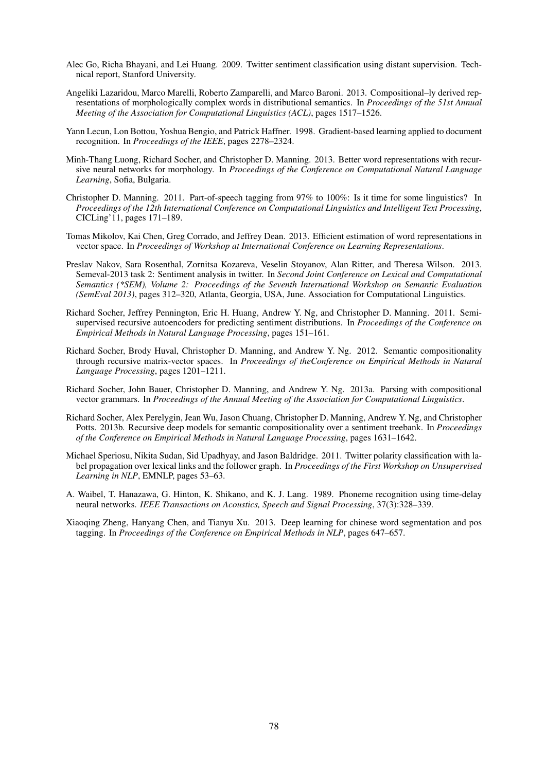Alec Go, Richa Bhayani, and Lei Huang. 2009. Twitter sentiment classification using distant supervision. Technical report, Stanford University.

Angeliki Lazaridou, Marco Marelli, Roberto Zamparelli, and Marco Baroni. 2013. Compositional–ly derived representations of morphologically complex words in distributional semantics. In *Proceedings of the 51st Annual Meeting of the Association for Computational Linguistics (ACL)*, pages 1517–1526.

Yann Lecun, Lon Bottou, Yoshua Bengio, and Patrick Haffner. 1998. Gradient-based learning applied to document recognition. In *Proceedings of the IEEE*, pages 2278–2324.

Minh-Thang Luong, Richard Socher, and Christopher D. Manning. 2013. Better word representations with recursive neural networks for morphology. In *Proceedings of the Conference on Computational Natural Language Learning*, Sofia, Bulgaria.

Christopher D. Manning. 2011. Part-of-speech tagging from 97% to 100%: Is it time for some linguistics? In *Proceedings of the 12th International Conference on Computational Linguistics and Intelligent Text Processing*, CICLing'11, pages 171–189.

Tomas Mikolov, Kai Chen, Greg Corrado, and Jeffrey Dean. 2013. Efficient estimation of word representations in vector space. In *Proceedings of Workshop at International Conference on Learning Representations*.

Preslav Nakov, Sara Rosenthal, Zornitsa Kozareva, Veselin Stoyanov, Alan Ritter, and Theresa Wilson. 2013. Semeval-2013 task 2: Sentiment analysis in twitter. In *Second Joint Conference on Lexical and Computational Semantics (*SEM), Volume 2: Proceedings of the Seventh International Workshop on Semantic Evaluation (SemEval 2013)*, pages 312–320, Atlanta, Georgia, USA, June. Association for Computational Linguistics.

Richard Socher, Jeffrey Pennington, Eric H. Huang, Andrew Y. Ng, and Christopher D. Manning. 2011. Semi-supervised recursive autoencoders for predicting sentiment distributions. In *Proceedings of the Conference on Empirical Methods in Natural Language Processing*, pages 151–161.

Richard Socher, Brody Huval, Christopher D. Manning, and Andrew Y. Ng. 2012. Semantic compositionality through recursive matrix-vector spaces. In *Proceedings of theConference on Empirical Methods in Natural Language Processing*, pages 1201–1211.

Richard Socher, John Bauer, Christopher D. Manning, and Andrew Y. Ng. 2013a. Parsing with compositional vector grammars. In *Proceedings of the Annual Meeting of the Association for Computational Linguistics*.

Richard Socher, Alex Perelygin, Jean Wu, Jason Chuang, Christopher D. Manning, Andrew Y. Ng, and Christopher Potts. 2013b. Recursive deep models for semantic compositionality over a sentiment treebank. In *Proceedings of the Conference on Empirical Methods in Natural Language Processing*, pages 1631–1642.

Michael Speriosu, Nikita Sudan, Sid Upadhyay, and Jason Baldridge. 2011. Twitter polarity classification with label propagation over lexical links and the follower graph. In *Proceedings of the First Workshop on Unsupervised Learning in NLP*, EMNLP, pages 53–63.

A. Waibel, T. Hanazawa, G. Hinton, K. Shikano, and K. J. Lang. 1989. Phoneme recognition using time-delay neural networks. *IEEE Transactions on Acoustics, Speech and Signal Processing*, 37(3):328–339.

Xiaoqing Zheng, Hanyang Chen, and Tianyu Xu. 2013. Deep learning for chinese word segmentation and pos tagging. In *Proceedings of the Conference on Empirical Methods in NLP*, pages 647–657.